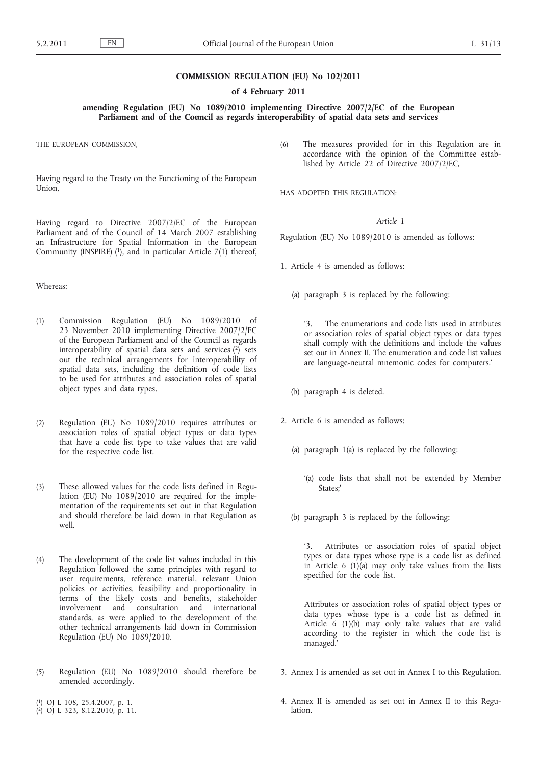# COMMISSION REGULATION (EU) No 102/2011

## of 4 February 2011

## amending Regulation (EU) No 1089/2010 implementing Directive 2007/2/EC of the European Parliament and of the Council as regards interoperability of spatial data sets and services

THE EUROPEAN COMMISSION,

Having regard to the Treaty on the Functioning of the European Union,

Having regard to Directive 2007/2/EC of the European Parliament and of the Council of 14 March 2007 establishing an Infrastructure for Spatial Information in the European Community (INSPIRE) [1], and in particular Article 7(1) thereof,

Whereas:

(1) Commission Regulation (EU) No 1089/2010 of 23 November 2010 implementing Directive 2007/2/EC of the European Parliament and of the Council as regards interoperability of spatial data sets and services [2] sets out the technical arrangements for interoperability of spatial data sets, including the definition of code lists to be used for attributes and association roles of spatial object types and data types.

(2) Regulation (EU) No 1089/2010 requires attributes or association roles of spatial object types or data types that have a code list type to take values that are valid for the respective code list.

(3) These allowed values for the code lists defined in Regulation (EU) No 1089/2010 are required for the implementation of the requirements set out in that Regulation and should therefore be laid down in that Regulation as well.

(4) The development of the code list values included in this Regulation followed the same principles with regard to user requirements, reference material, relevant Union policies or activities, feasibility and proportionality in terms of the likely costs and benefits, stakeholder involvement and consultation and international standards, as were applied to the development of the other technical arrangements laid down in Commission Regulation (EU) No 1089/2010.

(5) Regulation (EU) No 1089/2010 should therefore be amended accordingly.

(6) The measures provided for in this Regulation are in accordance with the opinion of the Committee established by Article 22 of Directive 2007/2/EC,

HAS ADOPTED THIS REGULATION:

*Article 1*

Regulation (EU) No 1089/2010 is amended as follows:

1. Article 4 is amended as follows:

   (a) paragraph 3 is replaced by the following:

   '3. The enumerations and code lists used in attributes or association roles of spatial object types or data types shall comply with the definitions and include the values set out in Annex II. The enumeration and code list values are language-neutral mnemonic codes for computers.'

   (b) paragraph 4 is deleted.

2. Article 6 is amended as follows:

   (a) paragraph 1(a) is replaced by the following:

   '(a) code lists that shall not be extended by Member States;'

   (b) paragraph 3 is replaced by the following:

   '3. Attributes or association roles of spatial object types or data types whose type is a code list as defined in Article 6 (1)(a) may only take values from the lists specified for the code list.

   Attributes or association roles of spatial object types or data types whose type is a code list as defined in Article 6 (1)(b) may only take values that are valid according to the register in which the code list is managed.'

3. Annex I is amended as set out in Annex I to this Regulation.

4. Annex II is amended as set out in Annex II to this Regulation.

---

[1] OJ L 108, 25.4.2007, p. 1.

[2] OJ L 323, 8.12.2010, p. 11.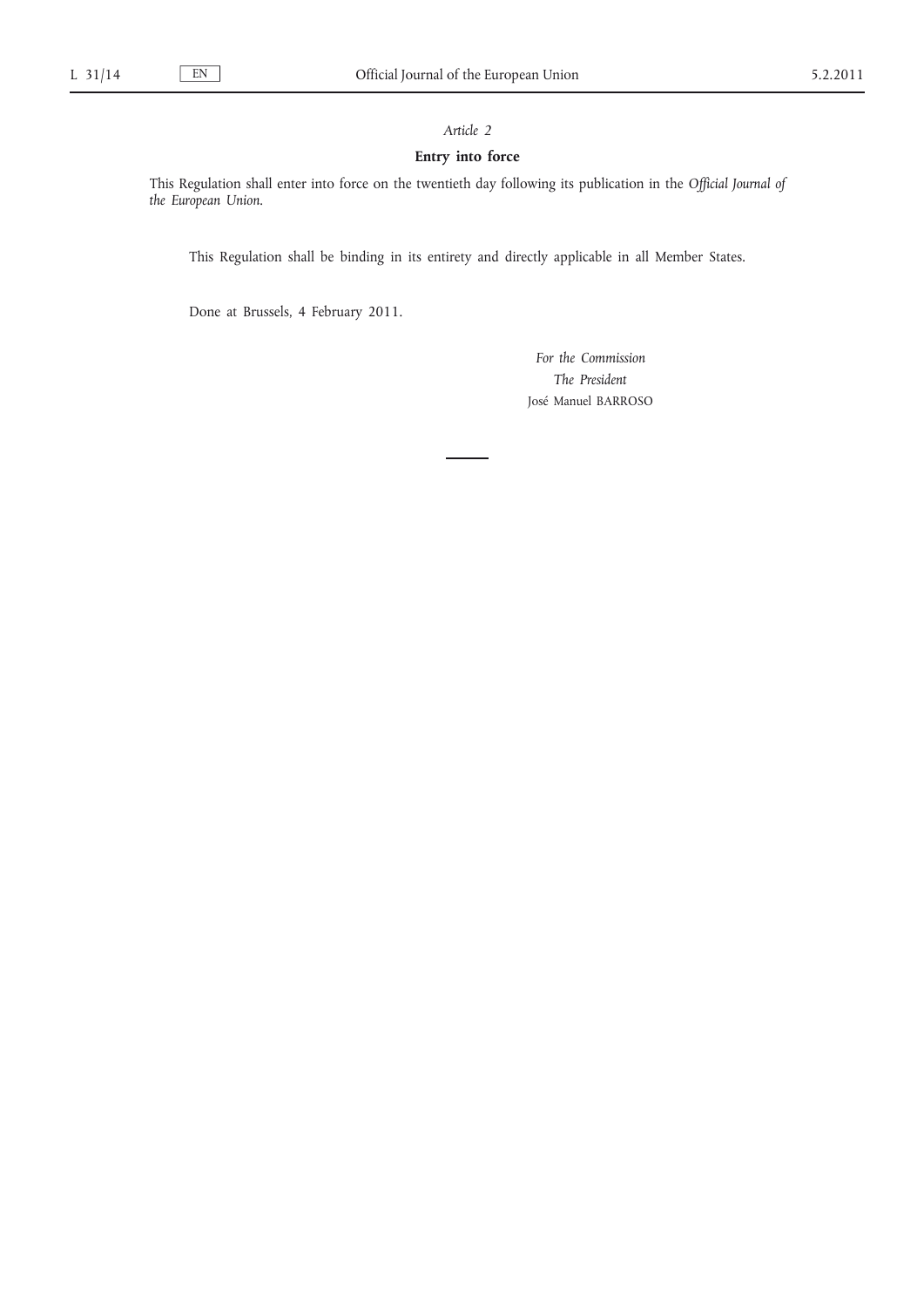*Article 2*

**Entry into force**

This Regulation shall enter into force on the twentieth day following its publication in the *Official Journal of the European Union*.

This Regulation shall be binding in its entirety and directly applicable in all Member States.

Done at Brussels, 4 February 2011.

*For the Commission*

*The President*

José Manuel BARROSO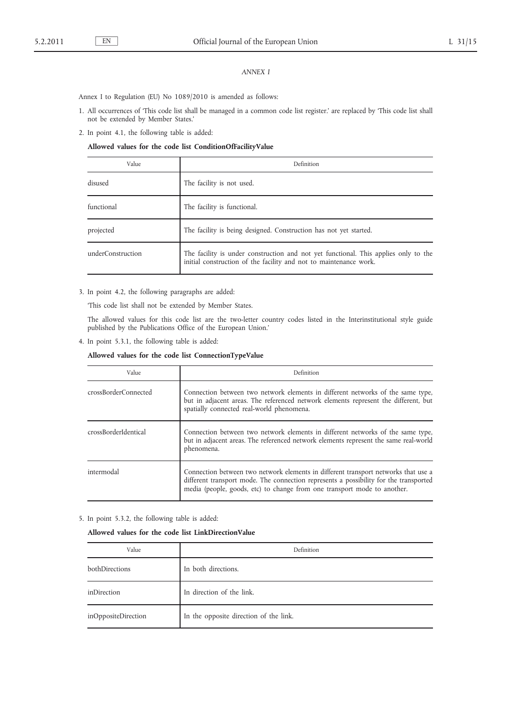*ANNEX I*

Annex I to Regulation (EU) No 1089/2010 is amended as follows:

1. All occurrences of 'This code list shall be managed in a common code list register.' are replaced by 'This code list shall not be extended by Member States.'

2. In point 4.1, the following table is added:

**Allowed values for the code list ConditionOfFacilityValue**

| Value | Definition |
|---|---|
| disused | The facility is not used. |
| functional | The facility is functional. |
| projected | The facility is being designed. Construction has not yet started. |
| underConstruction | The facility is under construction and not yet functional. This applies only to the initial construction of the facility and not to maintenance work. |

3. In point 4.2, the following paragraphs are added:

'This code list shall not be extended by Member States.

The allowed values for this code list are the two-letter country codes listed in the Interinstitutional style guide published by the Publications Office of the European Union.'

4. In point 5.3.1, the following table is added:

**Allowed values for the code list ConnectionTypeValue**

| Value | Definition |
|---|---|
| crossBorderConnected | Connection between two network elements in different networks of the same type, but in adjacent areas. The referenced network elements represent the different, but spatially connected real-world phenomena. |
| crossBorderIdentical | Connection between two network elements in different networks of the same type, but in adjacent areas. The referenced network elements represent the same real-world phenomena. |
| intermodal | Connection between two network elements in different transport networks that use a different transport mode. The connection represents a possibility for the transported media (people, goods, etc) to change from one transport mode to another. |

5. In point 5.3.2, the following table is added:

**Allowed values for the code list LinkDirectionValue**

| Value | Definition |
|---|---|
| bothDirections | In both directions. |
| inDirection | In direction of the link. |
| inOppositeDirection | In the opposite direction of the link. |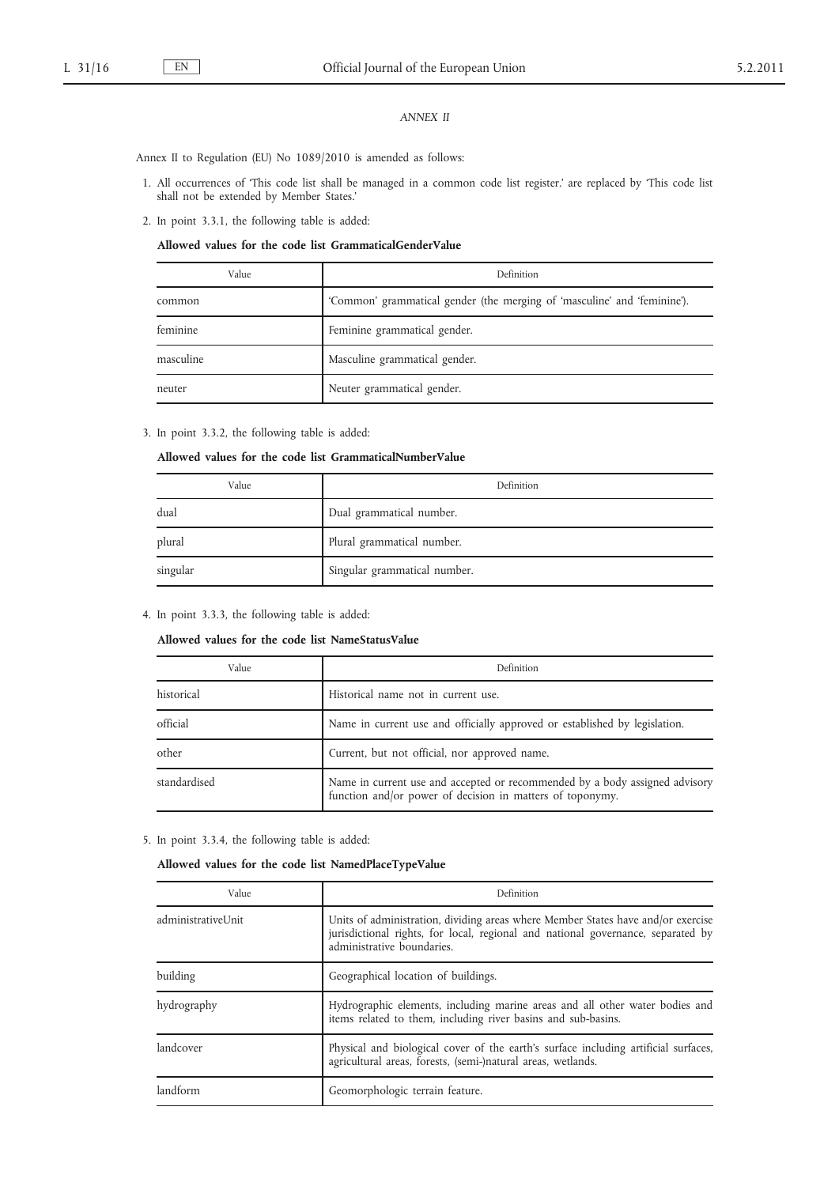*ANNEX II*

Annex II to Regulation (EU) No 1089/2010 is amended as follows:

1. All occurrences of 'This code list shall be managed in a common code list register.' are replaced by 'This code list shall not be extended by Member States.'

2. In point 3.3.1, the following table is added:

**Allowed values for the code list GrammaticalGenderValue**

| Value | Definition |
|---|---|
| common | 'Common' grammatical gender (the merging of 'masculine' and 'feminine'). |
| feminine | Feminine grammatical gender. |
| masculine | Masculine grammatical gender. |
| neuter | Neuter grammatical gender. |

3. In point 3.3.2, the following table is added:

**Allowed values for the code list GrammaticalNumberValue**

| Value | Definition |
|---|---|
| dual | Dual grammatical number. |
| plural | Plural grammatical number. |
| singular | Singular grammatical number. |

4. In point 3.3.3, the following table is added:

**Allowed values for the code list NameStatusValue**

| Value | Definition |
|---|---|
| historical | Historical name not in current use. |
| official | Name in current use and officially approved or established by legislation. |
| other | Current, but not official, nor approved name. |
| standardised | Name in current use and accepted or recommended by a body assigned advisory function and/or power of decision in matters of toponymy. |

5. In point 3.3.4, the following table is added:

**Allowed values for the code list NamedPlaceTypeValue**

| Value | Definition |
|---|---|
| administrativeUnit | Units of administration, dividing areas where Member States have and/or exercise jurisdictional rights, for local, regional and national governance, separated by administrative boundaries. |
| building | Geographical location of buildings. |
| hydrography | Hydrographic elements, including marine areas and all other water bodies and items related to them, including river basins and sub-basins. |
| landcover | Physical and biological cover of the earth's surface including artificial surfaces, agricultural areas, forests, (semi-)natural areas, wetlands. |
| landform | Geomorphologic terrain feature. |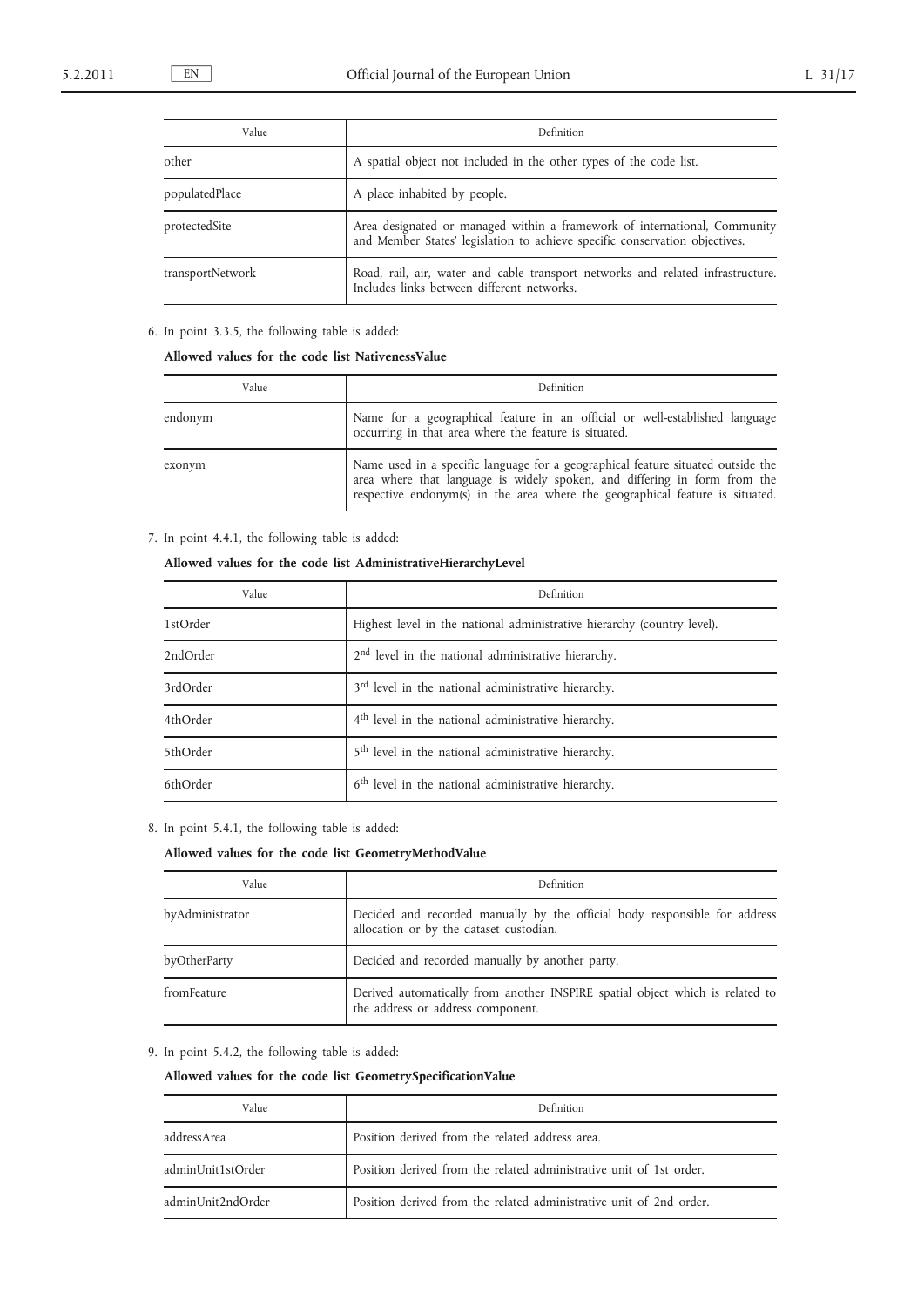| Value | Definition |
|---|---|
| other | A spatial object not included in the other types of the code list. |
| populatedPlace | A place inhabited by people. |
| protectedSite | Area designated or managed within a framework of international, Community and Member States' legislation to achieve specific conservation objectives. |
| transportNetwork | Road, rail, air, water and cable transport networks and related infrastructure. Includes links between different networks. |

6. In point 3.3.5, the following table is added:

**Allowed values for the code list NativenessValue**

| Value | Definition |
|---|---|
| endonym | Name for a geographical feature in an official or well-established language occurring in that area where the feature is situated. |
| exonym | Name used in a specific language for a geographical feature situated outside the area where that language is widely spoken, and differing in form from the respective endonym(s) in the area where the geographical feature is situated. |

7. In point 4.4.1, the following table is added:

**Allowed values for the code list AdministrativeHierarchyLevel**

| Value | Definition |
|---|---|
| 1stOrder | Highest level in the national administrative hierarchy (country level). |
| 2ndOrder | 2nd level in the national administrative hierarchy. |
| 3rdOrder | 3rd level in the national administrative hierarchy. |
| 4thOrder | 4th level in the national administrative hierarchy. |
| 5thOrder | 5th level in the national administrative hierarchy. |
| 6thOrder | 6th level in the national administrative hierarchy. |

8. In point 5.4.1, the following table is added:

**Allowed values for the code list GeometryMethodValue**

| Value | Definition |
|---|---|
| byAdministrator | Decided and recorded manually by the official body responsible for address allocation or by the dataset custodian. |
| byOtherParty | Decided and recorded manually by another party. |
| fromFeature | Derived automatically from another INSPIRE spatial object which is related to the address or address component. |

9. In point 5.4.2, the following table is added:

**Allowed values for the code list GeometrySpecificationValue**

| Value | Definition |
|---|---|
| addressArea | Position derived from the related address area. |
| adminUnit1stOrder | Position derived from the related administrative unit of 1st order. |
| adminUnit2ndOrder | Position derived from the related administrative unit of 2nd order. |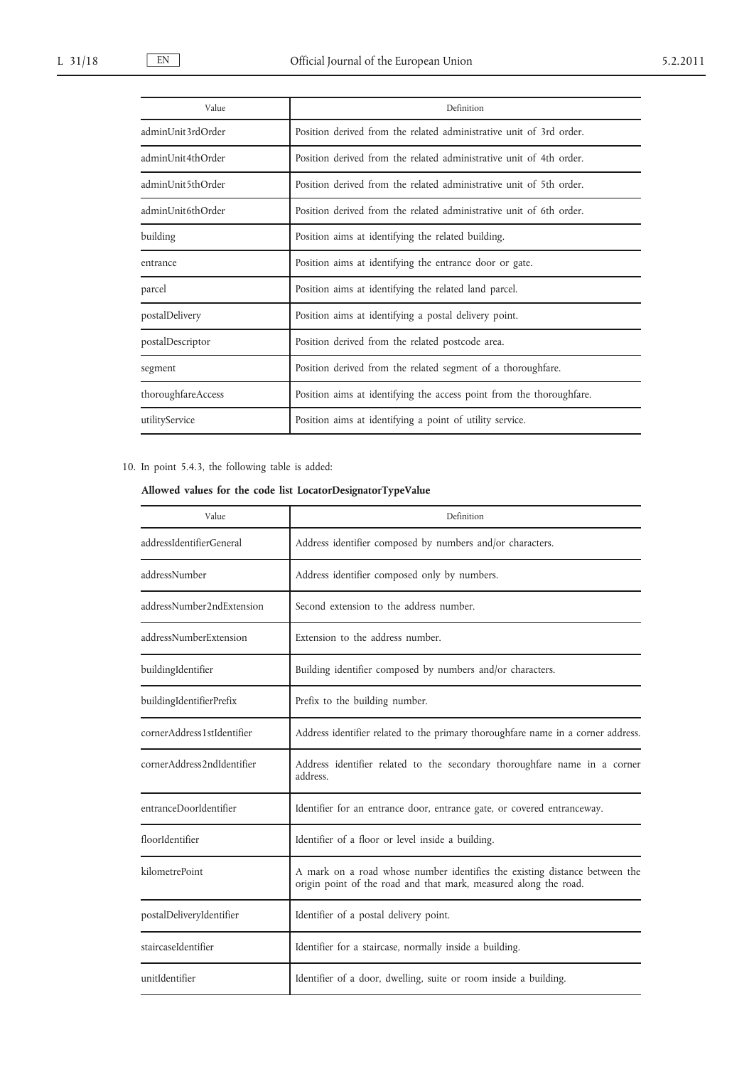| Value | Definition |
|---|---|
| adminUnit3rdOrder | Position derived from the related administrative unit of 3rd order. |
| adminUnit4thOrder | Position derived from the related administrative unit of 4th order. |
| adminUnit5thOrder | Position derived from the related administrative unit of 5th order. |
| adminUnit6thOrder | Position derived from the related administrative unit of 6th order. |
| building | Position aims at identifying the related building. |
| entrance | Position aims at identifying the entrance door or gate. |
| parcel | Position aims at identifying the related land parcel. |
| postalDelivery | Position aims at identifying a postal delivery point. |
| postalDescriptor | Position derived from the related postcode area. |
| segment | Position derived from the related segment of a thoroughfare. |
| thoroughfareAccess | Position aims at identifying the access point from the thoroughfare. |
| utilityService | Position aims at identifying a point of utility service. |

10. In point 5.4.3, the following table is added:

**Allowed values for the code list LocatorDesignatorTypeValue**

| Value | Definition |
|---|---|
| addressIdentifierGeneral | Address identifier composed by numbers and/or characters. |
| addressNumber | Address identifier composed only by numbers. |
| addressNumber2ndExtension | Second extension to the address number. |
| addressNumberExtension | Extension to the address number. |
| buildingIdentifier | Building identifier composed by numbers and/or characters. |
| buildingIdentifierPrefix | Prefix to the building number. |
| cornerAddress1stIdentifier | Address identifier related to the primary thoroughfare name in a corner address. |
| cornerAddress2ndIdentifier | Address identifier related to the secondary thoroughfare name in a corner address. |
| entranceDoorIdentifier | Identifier for an entrance door, entrance gate, or covered entranceway. |
| floorIdentifier | Identifier of a floor or level inside a building. |
| kilometrePoint | A mark on a road whose number identifies the existing distance between the origin point of the road and that mark, measured along the road. |
| postalDeliveryIdentifier | Identifier of a postal delivery point. |
| staircaseIdentifier | Identifier for a staircase, normally inside a building. |
| unitIdentifier | Identifier of a door, dwelling, suite or room inside a building. |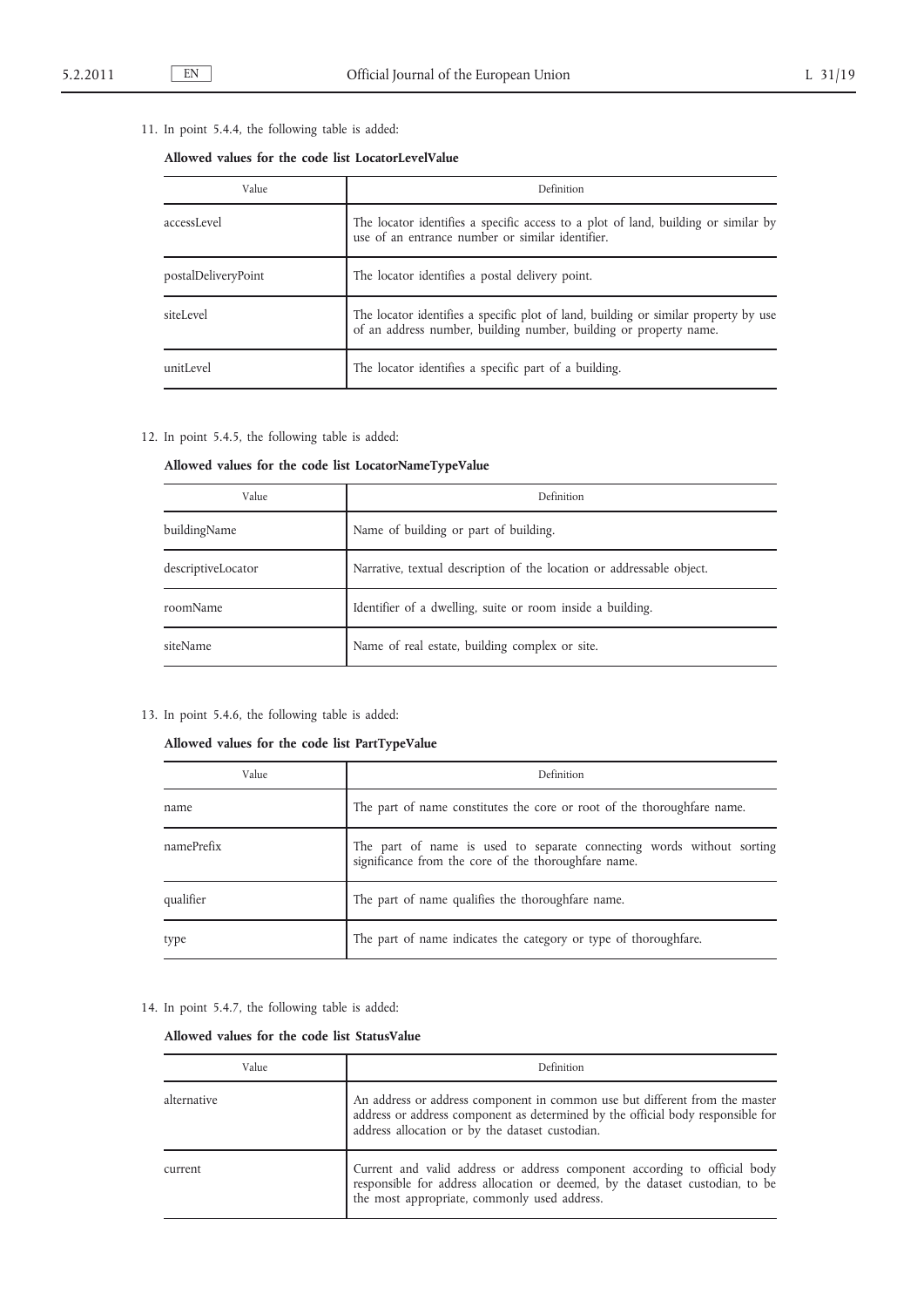11. In point 5.4.4, the following table is added:

**Allowed values for the code list LocatorLevelValue**

| Value | Definition |
|---|---|
| accessLevel | The locator identifies a specific access to a plot of land, building or similar by use of an entrance number or similar identifier. |
| postalDeliveryPoint | The locator identifies a postal delivery point. |
| siteLevel | The locator identifies a specific plot of land, building or similar property by use of an address number, building number, building or property name. |
| unitLevel | The locator identifies a specific part of a building. |

12. In point 5.4.5, the following table is added:

**Allowed values for the code list LocatorNameTypeValue**

| Value | Definition |
|---|---|
| buildingName | Name of building or part of building. |
| descriptiveLocator | Narrative, textual description of the location or addressable object. |
| roomName | Identifier of a dwelling, suite or room inside a building. |
| siteName | Name of real estate, building complex or site. |

13. In point 5.4.6, the following table is added:

**Allowed values for the code list PartTypeValue**

| Value | Definition |
|---|---|
| name | The part of name constitutes the core or root of the thoroughfare name. |
| namePrefix | The part of name is used to separate connecting words without sorting significance from the core of the thoroughfare name. |
| qualifier | The part of name qualifies the thoroughfare name. |
| type | The part of name indicates the category or type of thoroughfare. |

14. In point 5.4.7, the following table is added:

**Allowed values for the code list StatusValue**

| Value | Definition |
|---|---|
| alternative | An address or address component in common use but different from the master address or address component as determined by the official body responsible for address allocation or by the dataset custodian. |
| current | Current and valid address or address component according to official body responsible for address allocation or deemed, by the dataset custodian, to be the most appropriate, commonly used address. |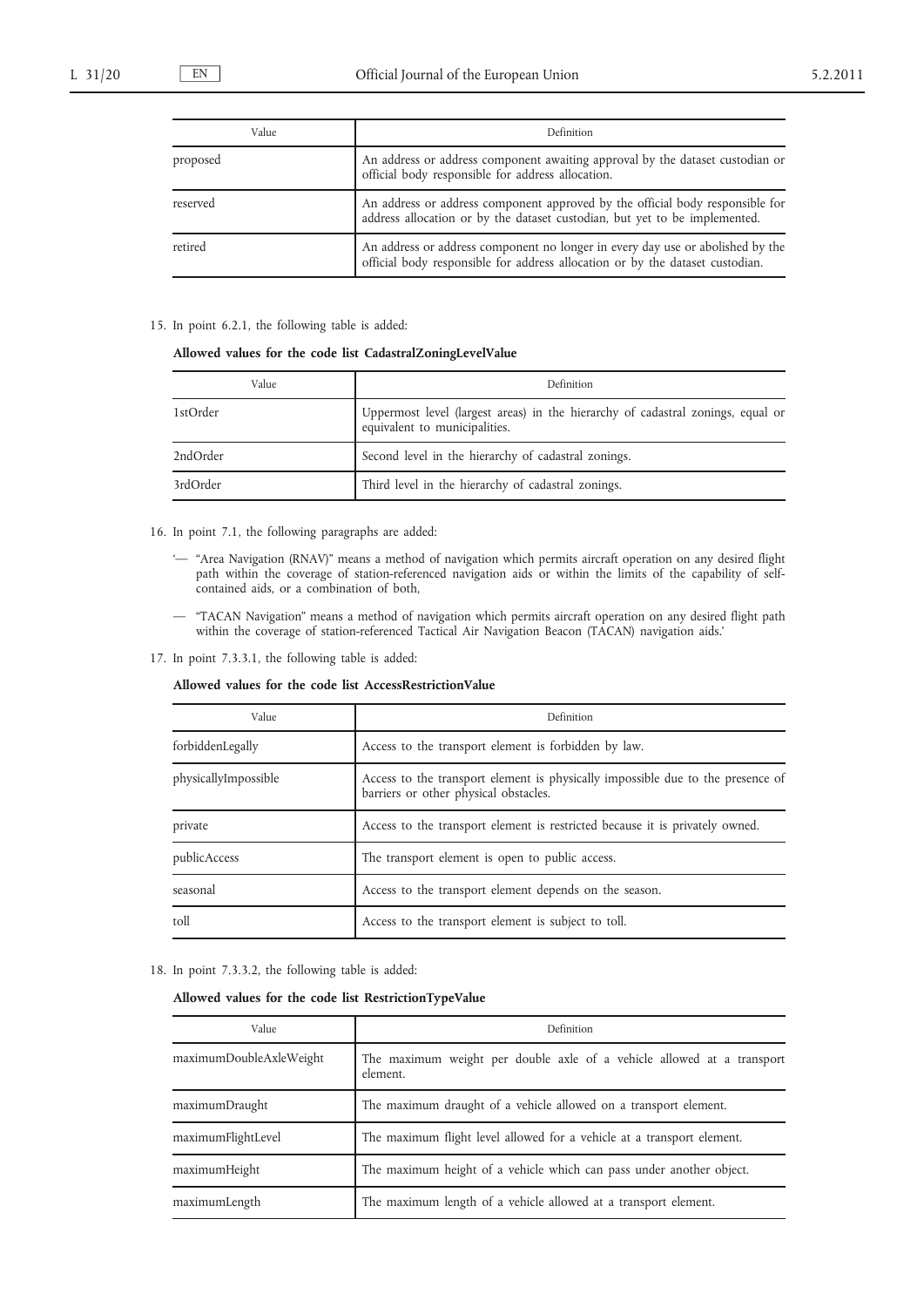| Value | Definition |
|---|---|
| proposed | An address or address component awaiting approval by the dataset custodian or official body responsible for address allocation. |
| reserved | An address or address component approved by the official body responsible for address allocation or by the dataset custodian, but yet to be implemented. |
| retired | An address or address component no longer in every day use or abolished by the official body responsible for address allocation or by the dataset custodian. |

15. In point 6.2.1, the following table is added:

**Allowed values for the code list CadastralZoningLevelValue**

| Value | Definition |
|---|---|
| 1stOrder | Uppermost level (largest areas) in the hierarchy of cadastral zonings, equal or equivalent to municipalities. |
| 2ndOrder | Second level in the hierarchy of cadastral zonings. |
| 3rdOrder | Third level in the hierarchy of cadastral zonings. |

16. In point 7.1, the following paragraphs are added:

'— "Area Navigation (RNAV)" means a method of navigation which permits aircraft operation on any desired flight path within the coverage of station-referenced navigation aids or within the limits of the capability of self-contained aids, or a combination of both,

— "TACAN Navigation" means a method of navigation which permits aircraft operation on any desired flight path within the coverage of station-referenced Tactical Air Navigation Beacon (TACAN) navigation aids.'

17. In point 7.3.3.1, the following table is added:

**Allowed values for the code list AccessRestrictionValue**

| Value | Definition |
|---|---|
| forbiddenLegally | Access to the transport element is forbidden by law. |
| physicallyImpossible | Access to the transport element is physically impossible due to the presence of barriers or other physical obstacles. |
| private | Access to the transport element is restricted because it is privately owned. |
| publicAccess | The transport element is open to public access. |
| seasonal | Access to the transport element depends on the season. |
| toll | Access to the transport element is subject to toll. |

18. In point 7.3.3.2, the following table is added:

**Allowed values for the code list RestrictionTypeValue**

| Value | Definition |
|---|---|
| maximumDoubleAxleWeight | The maximum weight per double axle of a vehicle allowed at a transport element. |
| maximumDraught | The maximum draught of a vehicle allowed on a transport element. |
| maximumFlightLevel | The maximum flight level allowed for a vehicle at a transport element. |
| maximumHeight | The maximum height of a vehicle which can pass under another object. |
| maximumLength | The maximum length of a vehicle allowed at a transport element. |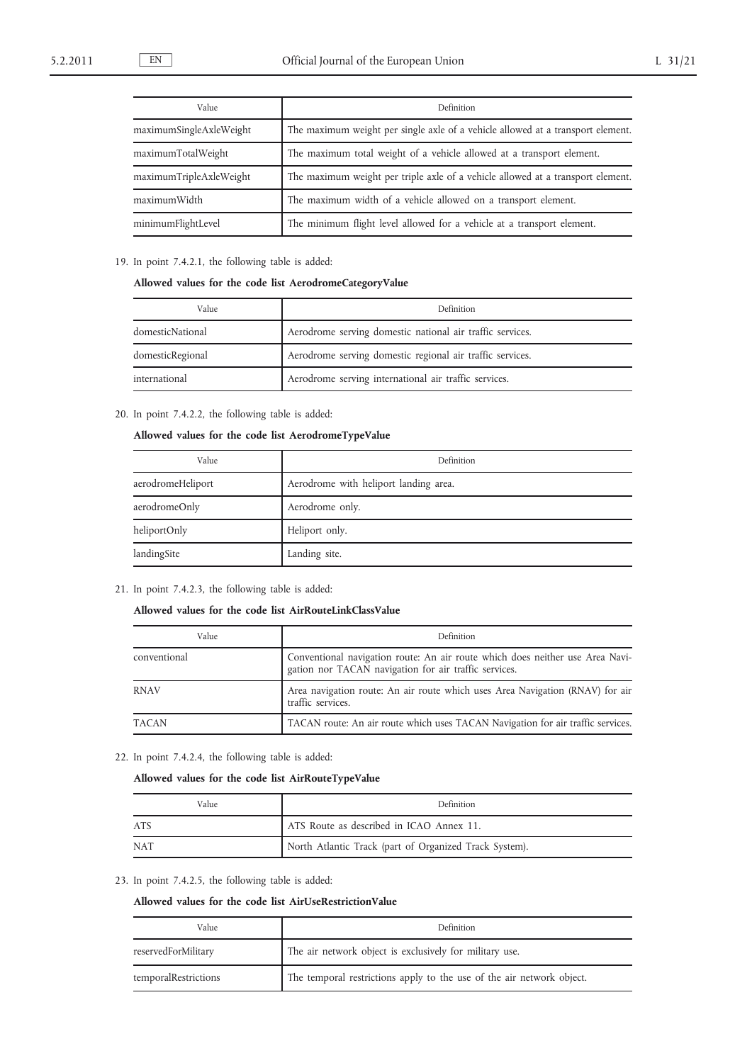| Value | Definition |
|---|---|
| maximumSingleAxleWeight | The maximum weight per single axle of a vehicle allowed at a transport element. |
| maximumTotalWeight | The maximum total weight of a vehicle allowed at a transport element. |
| maximumTripleAxleWeight | The maximum weight per triple axle of a vehicle allowed at a transport element. |
| maximumWidth | The maximum width of a vehicle allowed on a transport element. |
| minimumFlightLevel | The minimum flight level allowed for a vehicle at a transport element. |

19. In point 7.4.2.1, the following table is added:

**Allowed values for the code list AerodromeCategoryValue**

| Value | Definition |
|---|---|
| domesticNational | Aerodrome serving domestic national air traffic services. |
| domesticRegional | Aerodrome serving domestic regional air traffic services. |
| international | Aerodrome serving international air traffic services. |

20. In point 7.4.2.2, the following table is added:

**Allowed values for the code list AerodromeTypeValue**

| Value | Definition |
|---|---|
| aerodromeHeliport | Aerodrome with heliport landing area. |
| aerodromeOnly | Aerodrome only. |
| heliportOnly | Heliport only. |
| landingSite | Landing site. |

21. In point 7.4.2.3, the following table is added:

**Allowed values for the code list AirRouteLinkClassValue**

| Value | Definition |
|---|---|
| conventional | Conventional navigation route: An air route which does neither use Area Navigation nor TACAN navigation for air traffic services. |
| RNAV | Area navigation route: An air route which uses Area Navigation (RNAV) for air traffic services. |
| TACAN | TACAN route: An air route which uses TACAN Navigation for air traffic services. |

22. In point 7.4.2.4, the following table is added:

**Allowed values for the code list AirRouteTypeValue**

| Value | Definition |
|---|---|
| ATS | ATS Route as described in ICAO Annex 11. |
| NAT | North Atlantic Track (part of Organized Track System). |

23. In point 7.4.2.5, the following table is added:

**Allowed values for the code list AirUseRestrictionValue**

| Value | Definition |
|---|---|
| reservedForMilitary | The air network object is exclusively for military use. |
| temporalRestrictions | The temporal restrictions apply to the use of the air network object. |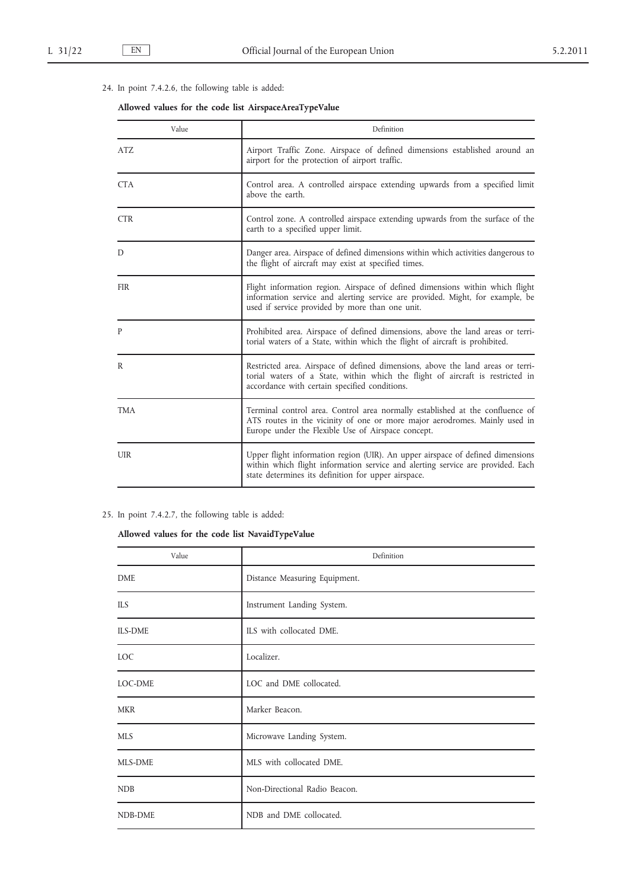24. In point 7.4.2.6, the following table is added:

**Allowed values for the code list AirspaceAreaTypeValue**

| Value | Definition |
|---|---|
| ATZ | Airport Traffic Zone. Airspace of defined dimensions established around an airport for the protection of airport traffic. |
| CTA | Control area. A controlled airspace extending upwards from a specified limit above the earth. |
| CTR | Control zone. A controlled airspace extending upwards from the surface of the earth to a specified upper limit. |
| D | Danger area. Airspace of defined dimensions within which activities dangerous to the flight of aircraft may exist at specified times. |
| FIR | Flight information region. Airspace of defined dimensions within which flight information service and alerting service are provided. Might, for example, be used if service provided by more than one unit. |
| P | Prohibited area. Airspace of defined dimensions, above the land areas or territorial waters of a State, within which the flight of aircraft is prohibited. |
| R | Restricted area. Airspace of defined dimensions, above the land areas or territorial waters of a State, within which the flight of aircraft is restricted in accordance with certain specified conditions. |
| TMA | Terminal control area. Control area normally established at the confluence of ATS routes in the vicinity of one or more major aerodromes. Mainly used in Europe under the Flexible Use of Airspace concept. |
| UIR | Upper flight information region (UIR). An upper airspace of defined dimensions within which flight information service and alerting service are provided. Each state determines its definition for upper airspace. |

25. In point 7.4.2.7, the following table is added:

**Allowed values for the code list NavaidTypeValue**

| Value | Definition |
|---|---|
| DME | Distance Measuring Equipment. |
| ILS | Instrument Landing System. |
| ILS-DME | ILS with collocated DME. |
| LOC | Localizer. |
| LOC-DME | LOC and DME collocated. |
| MKR | Marker Beacon. |
| MLS | Microwave Landing System. |
| MLS-DME | MLS with collocated DME. |
| NDB | Non-Directional Radio Beacon. |
| NDB-DME | NDB and DME collocated. |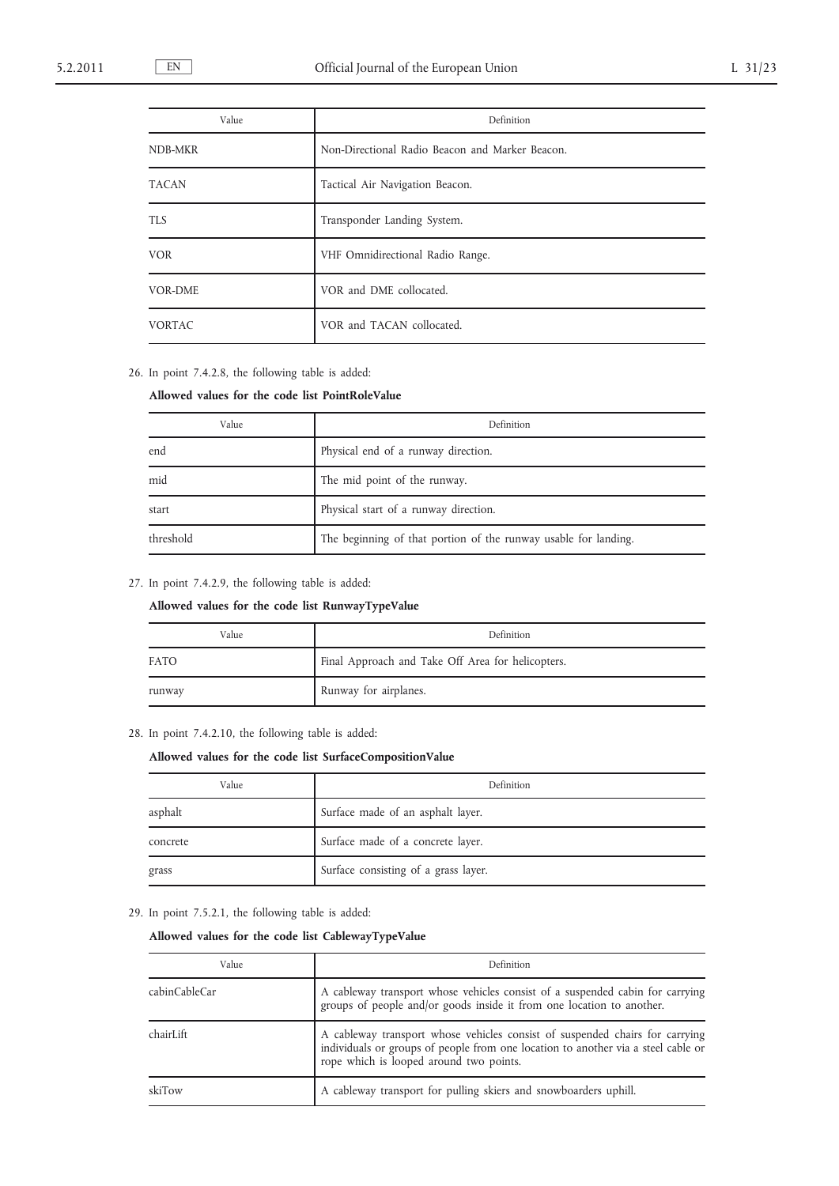| Value | Definition |
|---|---|
| NDB-MKR | Non-Directional Radio Beacon and Marker Beacon. |
| TACAN | Tactical Air Navigation Beacon. |
| TLS | Transponder Landing System. |
| VOR | VHF Omnidirectional Radio Range. |
| VOR-DME | VOR and DME collocated. |
| VORTAC | VOR and TACAN collocated. |

26. In point 7.4.2.8, the following table is added:

**Allowed values for the code list PointRoleValue**

| Value | Definition |
|---|---|
| end | Physical end of a runway direction. |
| mid | The mid point of the runway. |
| start | Physical start of a runway direction. |
| threshold | The beginning of that portion of the runway usable for landing. |

27. In point 7.4.2.9, the following table is added:

**Allowed values for the code list RunwayTypeValue**

| Value | Definition |
|---|---|
| FATO | Final Approach and Take Off Area for helicopters. |
| runway | Runway for airplanes. |

28. In point 7.4.2.10, the following table is added:

**Allowed values for the code list SurfaceCompositionValue**

| Value | Definition |
|---|---|
| asphalt | Surface made of an asphalt layer. |
| concrete | Surface made of a concrete layer. |
| grass | Surface consisting of a grass layer. |

29. In point 7.5.2.1, the following table is added:

**Allowed values for the code list CablewayTypeValue**

| Value | Definition |
|---|---|
| cabinCableCar | A cableway transport whose vehicles consist of a suspended cabin for carrying groups of people and/or goods inside it from one location to another. |
| chairLift | A cableway transport whose vehicles consist of suspended chairs for carrying individuals or groups of people from one location to another via a steel cable or rope which is looped around two points. |
| skiTow | A cableway transport for pulling skiers and snowboarders uphill. |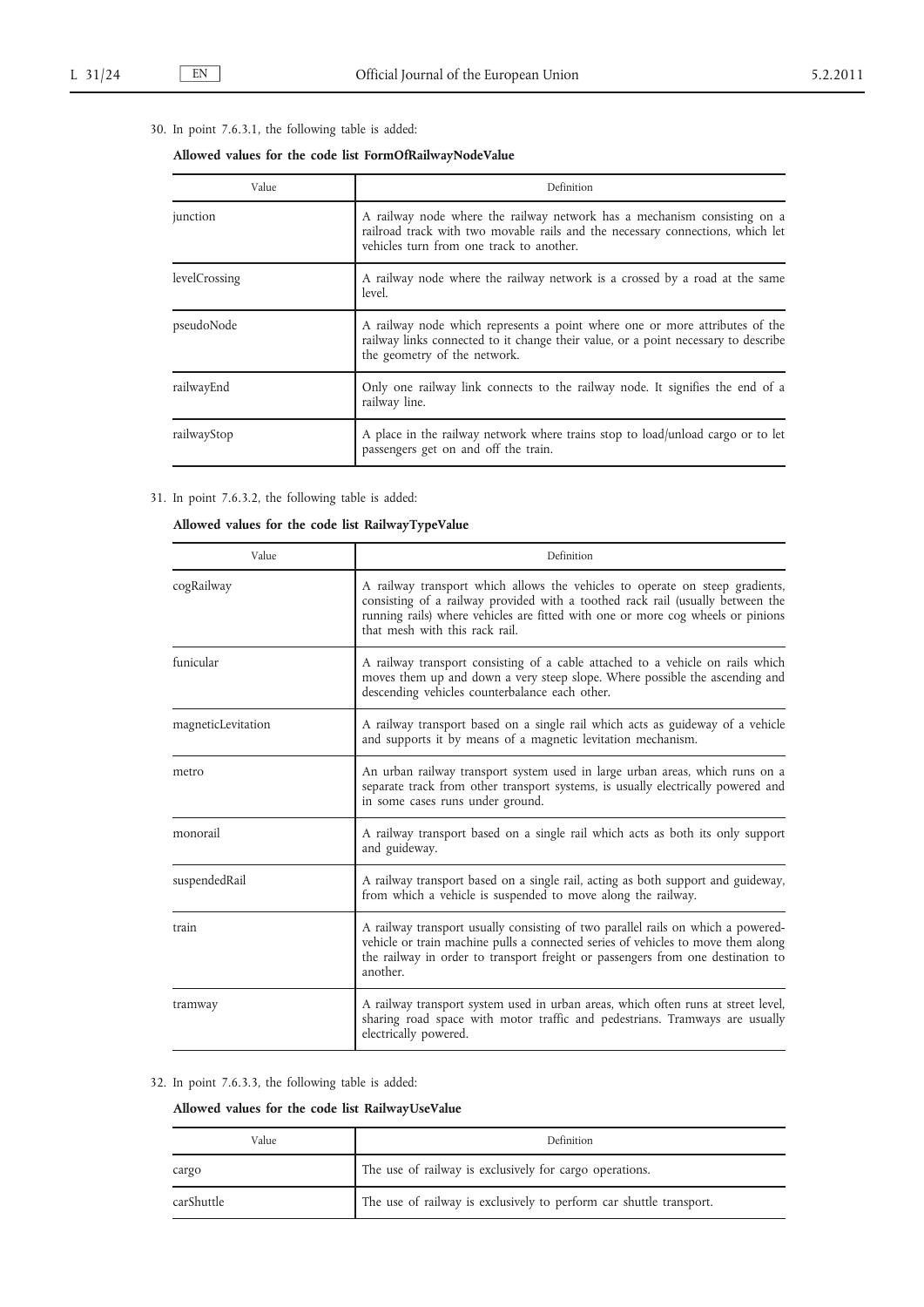30. In point 7.6.3.1, the following table is added:

**Allowed values for the code list FormOfRailwayNodeValue**

| Value | Definition |
|---|---|
| junction | A railway node where the railway network has a mechanism consisting on a railroad track with two movable rails and the necessary connections, which let vehicles turn from one track to another. |
| levelCrossing | A railway node where the railway network is a crossed by a road at the same level. |
| pseudoNode | A railway node which represents a point where one or more attributes of the railway links connected to it change their value, or a point necessary to describe the geometry of the network. |
| railwayEnd | Only one railway link connects to the railway node. It signifies the end of a railway line. |
| railwayStop | A place in the railway network where trains stop to load/unload cargo or to let passengers get on and off the train. |

31. In point 7.6.3.2, the following table is added:

**Allowed values for the code list RailwayTypeValue**

| Value | Definition |
|---|---|
| cogRailway | A railway transport which allows the vehicles to operate on steep gradients, consisting of a railway provided with a toothed rack rail (usually between the running rails) where vehicles are fitted with one or more cog wheels or pinions that mesh with this rack rail. |
| funicular | A railway transport consisting of a cable attached to a vehicle on rails which moves them up and down a very steep slope. Where possible the ascending and descending vehicles counterbalance each other. |
| magneticLevitation | A railway transport based on a single rail which acts as guideway of a vehicle and supports it by means of a magnetic levitation mechanism. |
| metro | An urban railway transport system used in large urban areas, which runs on a separate track from other transport systems, is usually electrically powered and in some cases runs under ground. |
| monorail | A railway transport based on a single rail which acts as both its only support and guideway. |
| suspendedRail | A railway transport based on a single rail, acting as both support and guideway, from which a vehicle is suspended to move along the railway. |
| train | A railway transport usually consisting of two parallel rails on which a powered-vehicle or train machine pulls a connected series of vehicles to move them along the railway in order to transport freight or passengers from one destination to another. |
| tramway | A railway transport system used in urban areas, which often runs at street level, sharing road space with motor traffic and pedestrians. Tramways are usually electrically powered. |

32. In point 7.6.3.3, the following table is added:

**Allowed values for the code list RailwayUseValue**

| Value | Definition |
|---|---|
| cargo | The use of railway is exclusively for cargo operations. |
| carShuttle | The use of railway is exclusively to perform car shuttle transport. |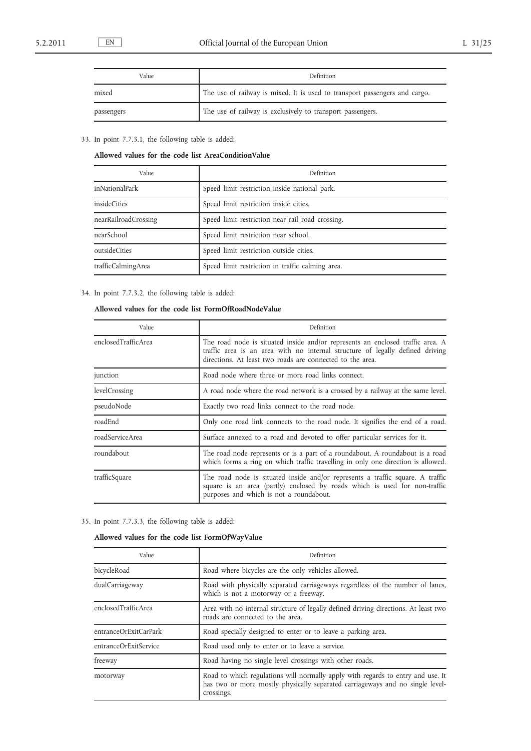| Value | Definition |
|---|---|
| mixed | The use of railway is mixed. It is used to transport passengers and cargo. |
| passengers | The use of railway is exclusively to transport passengers. |

33. In point 7.7.3.1, the following table is added:

**Allowed values for the code list AreaConditionValue**

| Value | Definition |
|---|---|
| inNationalPark | Speed limit restriction inside national park. |
| insideCities | Speed limit restriction inside cities. |
| nearRailroadCrossing | Speed limit restriction near rail road crossing. |
| nearSchool | Speed limit restriction near school. |
| outsideCities | Speed limit restriction outside cities. |
| trafficCalmingArea | Speed limit restriction in traffic calming area. |

34. In point 7.7.3.2, the following table is added:

**Allowed values for the code list FormOfRoadNodeValue**

| Value | Definition |
|---|---|
| enclosedTrafficArea | The road node is situated inside and/or represents an enclosed traffic area. A traffic area is an area with no internal structure of legally defined driving directions. At least two roads are connected to the area. |
| junction | Road node where three or more road links connect. |
| levelCrossing | A road node where the road network is a crossed by a railway at the same level. |
| pseudoNode | Exactly two road links connect to the road node. |
| roadEnd | Only one road link connects to the road node. It signifies the end of a road. |
| roadServiceArea | Surface annexed to a road and devoted to offer particular services for it. |
| roundabout | The road node represents or is a part of a roundabout. A roundabout is a road which forms a ring on which traffic travelling in only one direction is allowed. |
| trafficSquare | The road node is situated inside and/or represents a traffic square. A traffic square is an area (partly) enclosed by roads which is used for non-traffic purposes and which is not a roundabout. |

35. In point 7.7.3.3, the following table is added:

**Allowed values for the code list FormOfWayValue**

| Value | Definition |
|---|---|
| bicycleRoad | Road where bicycles are the only vehicles allowed. |
| dualCarriageway | Road with physically separated carriageways regardless of the number of lanes, which is not a motorway or a freeway. |
| enclosedTrafficArea | Area with no internal structure of legally defined driving directions. At least two roads are connected to the area. |
| entranceOrExitCarPark | Road specially designed to enter or to leave a parking area. |
| entranceOrExitService | Road used only to enter or to leave a service. |
| freeway | Road having no single level crossings with other roads. |
| motorway | Road to which regulations will normally apply with regards to entry and use. It has two or more mostly physically separated carriageways and no single level-crossings. |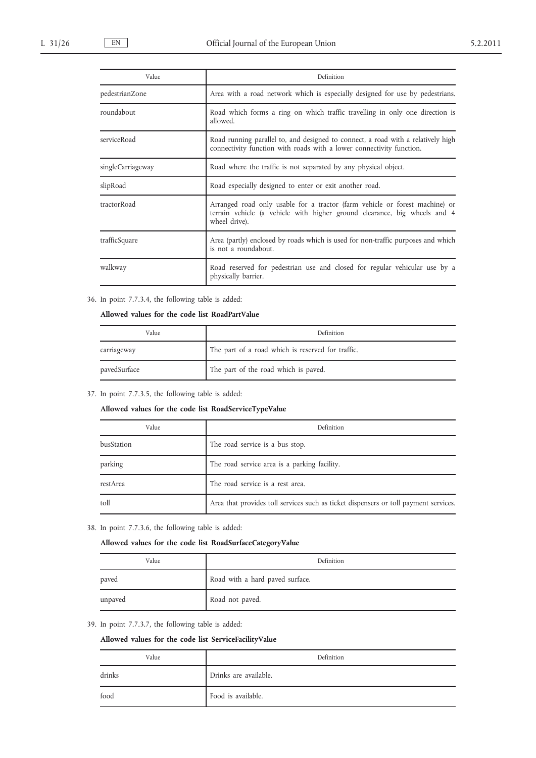| Value | Definition |
|---|---|
| pedestrianZone | Area with a road network which is especially designed for use by pedestrians. |
| roundabout | Road which forms a ring on which traffic travelling in only one direction is allowed. |
| serviceRoad | Road running parallel to, and designed to connect, a road with a relatively high connectivity function with roads with a lower connectivity function. |
| singleCarriageway | Road where the traffic is not separated by any physical object. |
| slipRoad | Road especially designed to enter or exit another road. |
| tractorRoad | Arranged road only usable for a tractor (farm vehicle or forest machine) or terrain vehicle (a vehicle with higher ground clearance, big wheels and 4 wheel drive). |
| trafficSquare | Area (partly) enclosed by roads which is used for non-traffic purposes and which is not a roundabout. |
| walkway | Road reserved for pedestrian use and closed for regular vehicular use by a physically barrier. |

36. In point 7.7.3.4, the following table is added:

**Allowed values for the code list RoadPartValue**

| Value | Definition |
|---|---|
| carriageway | The part of a road which is reserved for traffic. |
| pavedSurface | The part of the road which is paved. |

37. In point 7.7.3.5, the following table is added:

**Allowed values for the code list RoadServiceTypeValue**

| Value | Definition |
|---|---|
| busStation | The road service is a bus stop. |
| parking | The road service area is a parking facility. |
| restArea | The road service is a rest area. |
| toll | Area that provides toll services such as ticket dispensers or toll payment services. |

38. In point 7.7.3.6, the following table is added:

**Allowed values for the code list RoadSurfaceCategoryValue**

| Value | Definition |
|---|---|
| paved | Road with a hard paved surface. |
| unpaved | Road not paved. |

39. In point 7.7.3.7, the following table is added:

**Allowed values for the code list ServiceFacilityValue**

| Value | Definition |
|---|---|
| drinks | Drinks are available. |
| food | Food is available. |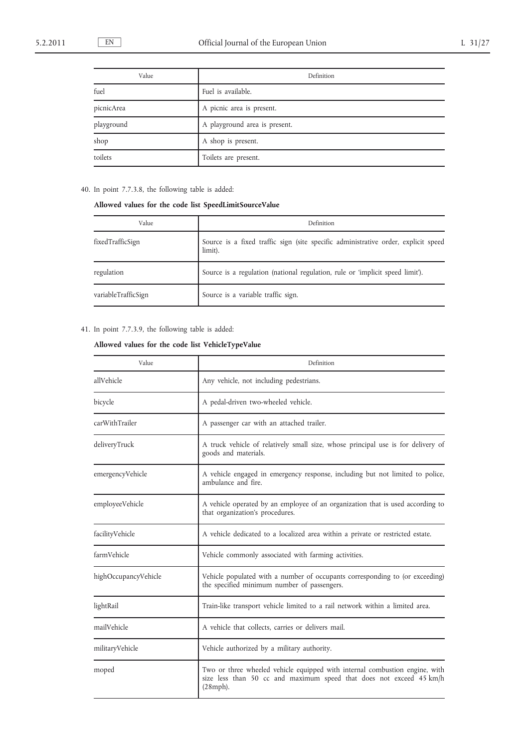| Value | Definition |
|---|---|
| fuel | Fuel is available. |
| picnicArea | A picnic area is present. |
| playground | A playground area is present. |
| shop | A shop is present. |
| toilets | Toilets are present. |

40. In point 7.7.3.8, the following table is added:

**Allowed values for the code list SpeedLimitSourceValue**

| Value | Definition |
|---|---|
| fixedTrafficSign | Source is a fixed traffic sign (site specific administrative order, explicit speed limit). |
| regulation | Source is a regulation (national regulation, rule or 'implicit speed limit'). |
| variableTrafficSign | Source is a variable traffic sign. |

41. In point 7.7.3.9, the following table is added:

**Allowed values for the code list VehicleTypeValue**

| Value | Definition |
|---|---|
| allVehicle | Any vehicle, not including pedestrians. |
| bicycle | A pedal-driven two-wheeled vehicle. |
| carWithTrailer | A passenger car with an attached trailer. |
| deliveryTruck | A truck vehicle of relatively small size, whose principal use is for delivery of goods and materials. |
| emergencyVehicle | A vehicle engaged in emergency response, including but not limited to police, ambulance and fire. |
| employeeVehicle | A vehicle operated by an employee of an organization that is used according to that organization's procedures. |
| facilityVehicle | A vehicle dedicated to a localized area within a private or restricted estate. |
| farmVehicle | Vehicle commonly associated with farming activities. |
| highOccupancyVehicle | Vehicle populated with a number of occupants corresponding to (or exceeding) the specified minimum number of passengers. |
| lightRail | Train-like transport vehicle limited to a rail network within a limited area. |
| mailVehicle | A vehicle that collects, carries or delivers mail. |
| militaryVehicle | Vehicle authorized by a military authority. |
| moped | Two or three wheeled vehicle equipped with internal combustion engine, with size less than 50 cc and maximum speed that does not exceed 45 km/h (28mph). |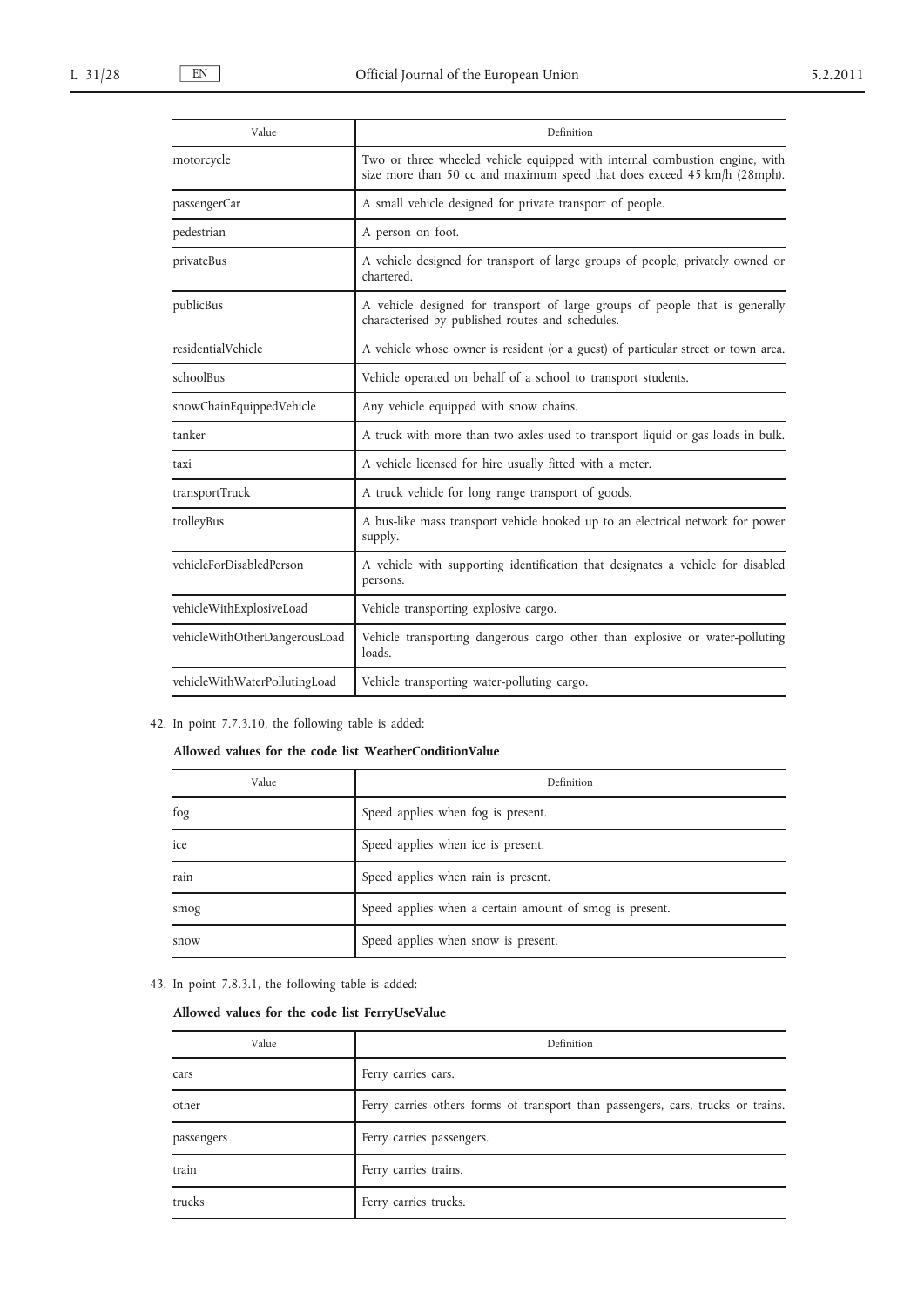| Value | Definition |
|---|---|
| motorcycle | Two or three wheeled vehicle equipped with internal combustion engine, with size more than 50 cc and maximum speed that does exceed 45 km/h (28mph). |
| passengerCar | A small vehicle designed for private transport of people. |
| pedestrian | A person on foot. |
| privateBus | A vehicle designed for transport of large groups of people, privately owned or chartered. |
| publicBus | A vehicle designed for transport of large groups of people that is generally characterised by published routes and schedules. |
| residentialVehicle | A vehicle whose owner is resident (or a guest) of particular street or town area. |
| schoolBus | Vehicle operated on behalf of a school to transport students. |
| snowChainEquippedVehicle | Any vehicle equipped with snow chains. |
| tanker | A truck with more than two axles used to transport liquid or gas loads in bulk. |
| taxi | A vehicle licensed for hire usually fitted with a meter. |
| transportTruck | A truck vehicle for long range transport of goods. |
| trolleyBus | A bus-like mass transport vehicle hooked up to an electrical network for power supply. |
| vehicleForDisabledPerson | A vehicle with supporting identification that designates a vehicle for disabled persons. |
| vehicleWithExplosiveLoad | Vehicle transporting explosive cargo. |
| vehicleWithOtherDangerousLoad | Vehicle transporting dangerous cargo other than explosive or water-polluting loads. |
| vehicleWithWaterPollutingLoad | Vehicle transporting water-polluting cargo. |

42. In point 7.7.3.10, the following table is added:

**Allowed values for the code list WeatherConditionValue**

| Value | Definition |
|---|---|
| fog | Speed applies when fog is present. |
| ice | Speed applies when ice is present. |
| rain | Speed applies when rain is present. |
| smog | Speed applies when a certain amount of smog is present. |
| snow | Speed applies when snow is present. |

43. In point 7.8.3.1, the following table is added:

**Allowed values for the code list FerryUseValue**

| Value | Definition |
|---|---|
| cars | Ferry carries cars. |
| other | Ferry carries others forms of transport than passengers, cars, trucks or trains. |
| passengers | Ferry carries passengers. |
| train | Ferry carries trains. |
| trucks | Ferry carries trucks. |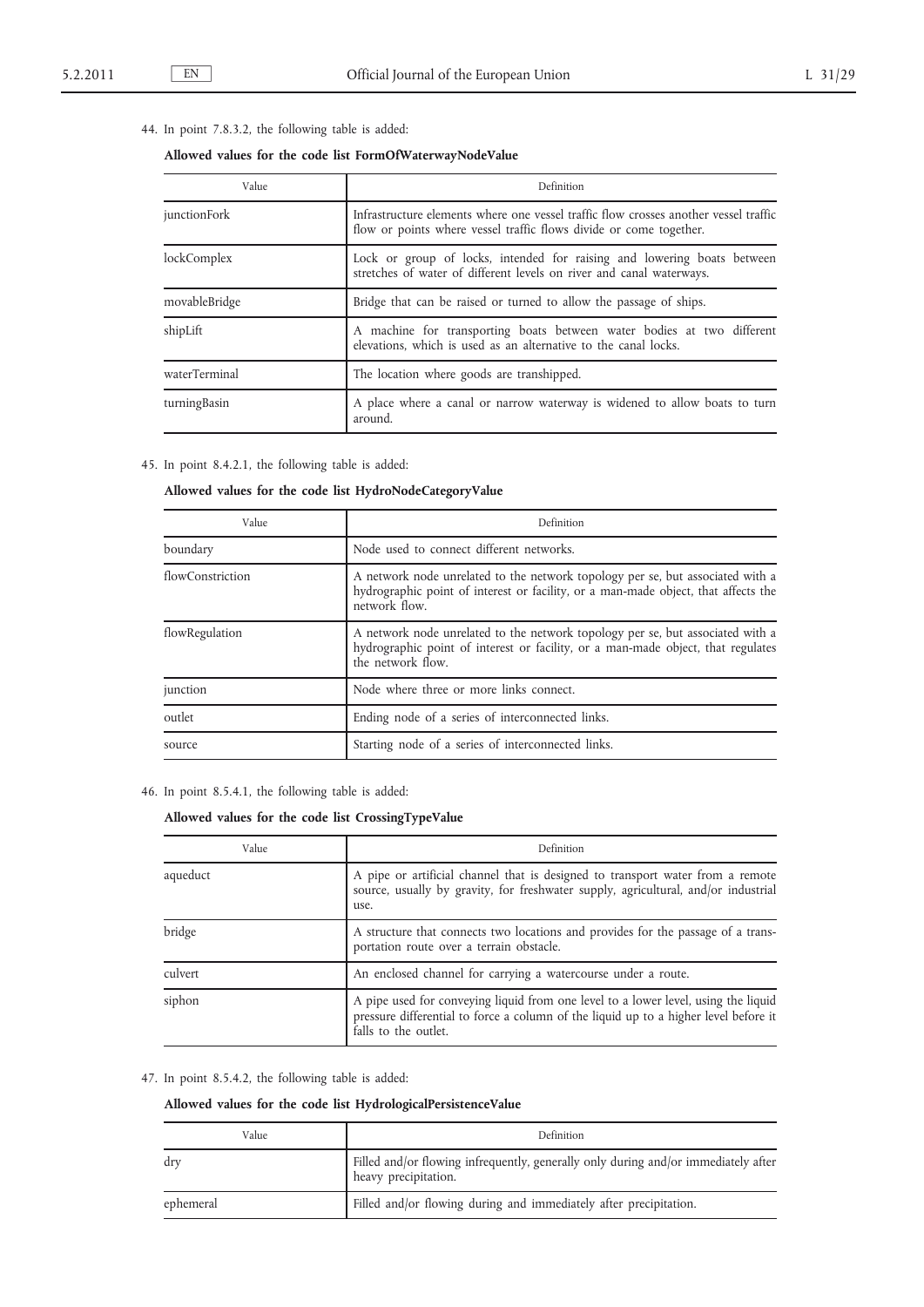44. In point 7.8.3.2, the following table is added:

**Allowed values for the code list FormOfWaterwayNodeValue**

| Value | Definition |
| --- | --- |
| junctionFork | Infrastructure elements where one vessel traffic flow crosses another vessel traffic flow or points where vessel traffic flows divide or come together. |
| lockComplex | Lock or group of locks, intended for raising and lowering boats between stretches of water of different levels on river and canal waterways. |
| movableBridge | Bridge that can be raised or turned to allow the passage of ships. |
| shipLift | A machine for transporting boats between water bodies at two different elevations, which is used as an alternative to the canal locks. |
| waterTerminal | The location where goods are transhipped. |
| turningBasin | A place where a canal or narrow waterway is widened to allow boats to turn around. |

45. In point 8.4.2.1, the following table is added:

**Allowed values for the code list HydroNodeCategoryValue**

| Value | Definition |
| --- | --- |
| boundary | Node used to connect different networks. |
| flowConstriction | A network node unrelated to the network topology per se, but associated with a hydrographic point of interest or facility, or a man-made object, that affects the network flow. |
| flowRegulation | A network node unrelated to the network topology per se, but associated with a hydrographic point of interest or facility, or a man-made object, that regulates the network flow. |
| junction | Node where three or more links connect. |
| outlet | Ending node of a series of interconnected links. |
| source | Starting node of a series of interconnected links. |

46. In point 8.5.4.1, the following table is added:

**Allowed values for the code list CrossingTypeValue**

| Value | Definition |
| --- | --- |
| aqueduct | A pipe or artificial channel that is designed to transport water from a remote source, usually by gravity, for freshwater supply, agricultural, and/or industrial use. |
| bridge | A structure that connects two locations and provides for the passage of a transportation route over a terrain obstacle. |
| culvert | An enclosed channel for carrying a watercourse under a route. |
| siphon | A pipe used for conveying liquid from one level to a lower level, using the liquid pressure differential to force a column of the liquid up to a higher level before it falls to the outlet. |

47. In point 8.5.4.2, the following table is added:

**Allowed values for the code list HydrologicalPersistenceValue**

| Value | Definition |
| --- | --- |
| dry | Filled and/or flowing infrequently, generally only during and/or immediately after heavy precipitation. |
| ephemeral | Filled and/or flowing during and immediately after precipitation. |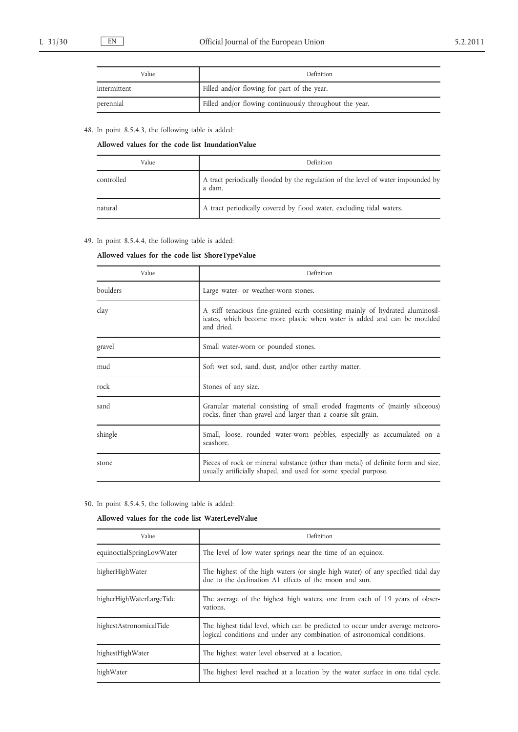| Value | Definition |
|---|---|
| intermittent | Filled and/or flowing for part of the year. |
| perennial | Filled and/or flowing continuously throughout the year. |

48. In point 8.5.4.3, the following table is added:

**Allowed values for the code list InundationValue**

| Value | Definition |
|---|---|
| controlled | A tract periodically flooded by the regulation of the level of water impounded by a dam. |
| natural | A tract periodically covered by flood water, excluding tidal waters. |

49. In point 8.5.4.4, the following table is added:

**Allowed values for the code list ShoreTypeValue**

| Value | Definition |
|---|---|
| boulders | Large water- or weather-worn stones. |
| clay | A stiff tenacious fine-grained earth consisting mainly of hydrated aluminosilicates, which become more plastic when water is added and can be moulded and dried. |
| gravel | Small water-worn or pounded stones. |
| mud | Soft wet soil, sand, dust, and/or other earthy matter. |
| rock | Stones of any size. |
| sand | Granular material consisting of small eroded fragments of (mainly siliceous) rocks, finer than gravel and larger than a coarse silt grain. |
| shingle | Small, loose, rounded water-worn pebbles, especially as accumulated on a seashore. |
| stone | Pieces of rock or mineral substance (other than metal) of definite form and size, usually artificially shaped, and used for some special purpose. |

50. In point 8.5.4.5, the following table is added:

**Allowed values for the code list WaterLevelValue**

| Value | Definition |
|---|---|
| equinoctialSpringLowWater | The level of low water springs near the time of an equinox. |
| higherHighWater | The highest of the high waters (or single high water) of any specified tidal day due to the declination A1 effects of the moon and sun. |
| higherHighWaterLargeTide | The average of the highest high waters, one from each of 19 years of observations. |
| highestAstronomicalTide | The highest tidal level, which can be predicted to occur under average meteorological conditions and under any combination of astronomical conditions. |
| highestHighWater | The highest water level observed at a location. |
| highWater | The highest level reached at a location by the water surface in one tidal cycle. |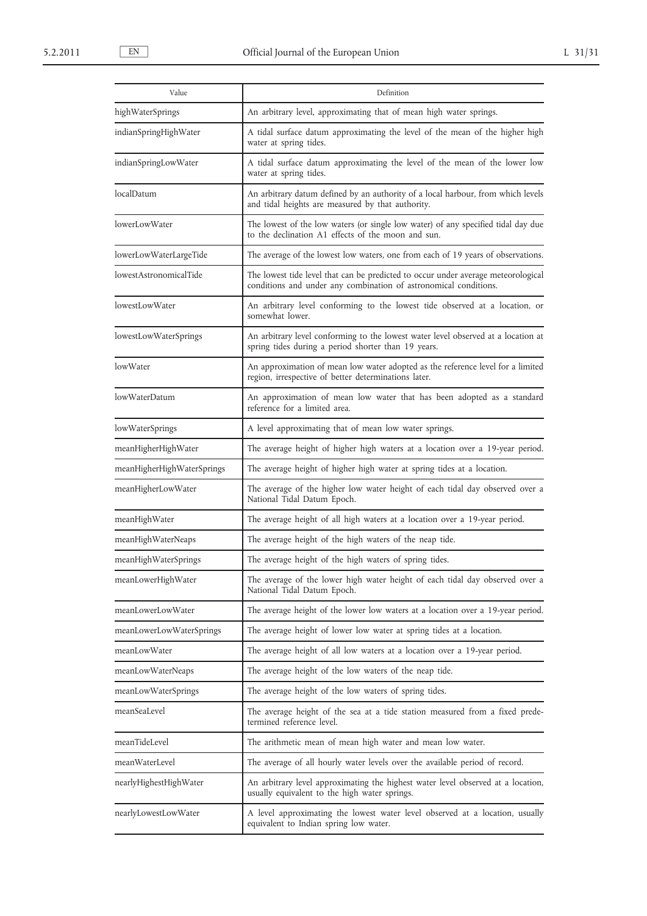| Value | Definition |
|---|---|
| highWaterSprings | An arbitrary level, approximating that of mean high water springs. |
| indianSpringHighWater | A tidal surface datum approximating the level of the mean of the higher high water at spring tides. |
| indianSpringLowWater | A tidal surface datum approximating the level of the mean of the lower low water at spring tides. |
| localDatum | An arbitrary datum defined by an authority of a local harbour, from which levels and tidal heights are measured by that authority. |
| lowerLowWater | The lowest of the low waters (or single low water) of any specified tidal day due to the declination A1 effects of the moon and sun. |
| lowerLowWaterLargeTide | The average of the lowest low waters, one from each of 19 years of observations. |
| lowestAstronomicalTide | The lowest tide level that can be predicted to occur under average meteorological conditions and under any combination of astronomical conditions. |
| lowestLowWater | An arbitrary level conforming to the lowest tide observed at a location, or somewhat lower. |
| lowestLowWaterSprings | An arbitrary level conforming to the lowest water level observed at a location at spring tides during a period shorter than 19 years. |
| lowWater | An approximation of mean low water adopted as the reference level for a limited region, irrespective of better determinations later. |
| lowWaterDatum | An approximation of mean low water that has been adopted as a standard reference for a limited area. |
| lowWaterSprings | A level approximating that of mean low water springs. |
| meanHigherHighWater | The average height of higher high waters at a location over a 19-year period. |
| meanHigherHighWaterSprings | The average height of higher high water at spring tides at a location. |
| meanHigherLowWater | The average of the higher low water height of each tidal day observed over a National Tidal Datum Epoch. |
| meanHighWater | The average height of all high waters at a location over a 19-year period. |
| meanHighWaterNeaps | The average height of the high waters of the neap tide. |
| meanHighWaterSprings | The average height of the high waters of spring tides. |
| meanLowerHighWater | The average of the lower high water height of each tidal day observed over a National Tidal Datum Epoch. |
| meanLowerLowWater | The average height of the lower low waters at a location over a 19-year period. |
| meanLowerLowWaterSprings | The average height of lower low water at spring tides at a location. |
| meanLowWater | The average height of all low waters at a location over a 19-year period. |
| meanLowWaterNeaps | The average height of the low waters of the neap tide. |
| meanLowWaterSprings | The average height of the low waters of spring tides. |
| meanSeaLevel | The average height of the sea at a tide station measured from a fixed predetermined reference level. |
| meanTideLevel | The arithmetic mean of mean high water and mean low water. |
| meanWaterLevel | The average of all hourly water levels over the available period of record. |
| nearlyHighestHighWater | An arbitrary level approximating the highest water level observed at a location, usually equivalent to the high water springs. |
| nearlyLowestLowWater | A level approximating the lowest water level observed at a location, usually equivalent to Indian spring low water. |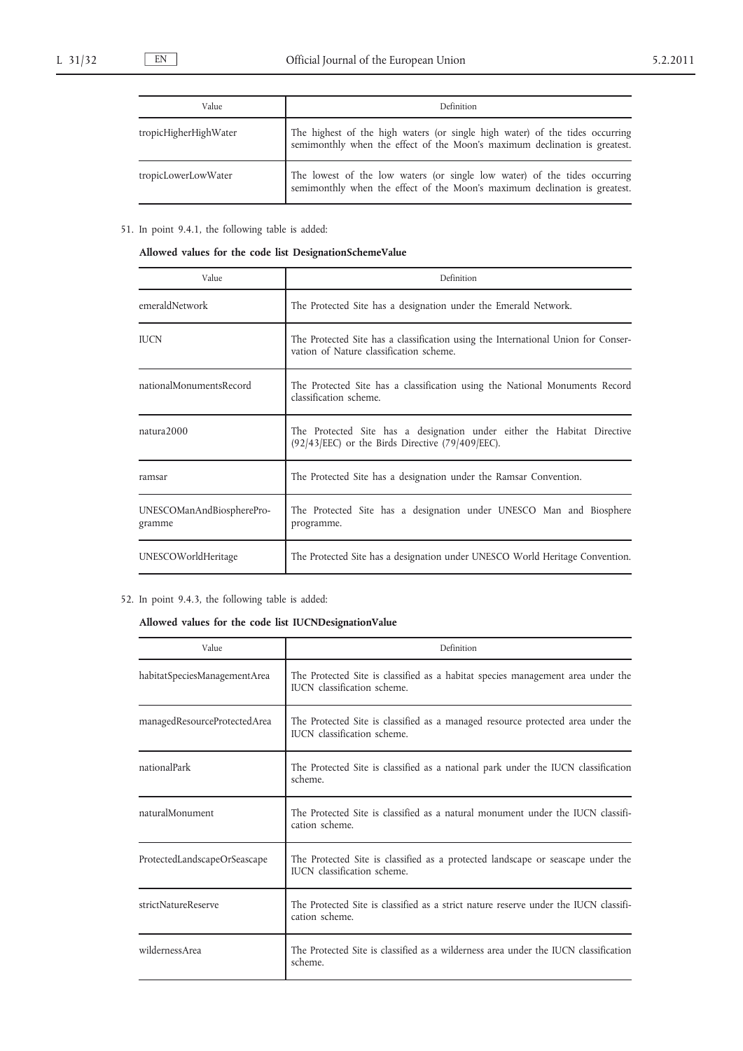| Value | Definition |
|---|---|
| tropicHigherHighWater | The highest of the high waters (or single high water) of the tides occurring semimonthly when the effect of the Moon's maximum declination is greatest. |
| tropicLowerLowWater | The lowest of the low waters (or single low water) of the tides occurring semimonthly when the effect of the Moon's maximum declination is greatest. |

51. In point 9.4.1, the following table is added:

**Allowed values for the code list DesignationSchemeValue**

| Value | Definition |
|---|---|
| emeraldNetwork | The Protected Site has a designation under the Emerald Network. |
| IUCN | The Protected Site has a classification using the International Union for Conservation of Nature classification scheme. |
| nationalMonumentsRecord | The Protected Site has a classification using the National Monuments Record classification scheme. |
| natura2000 | The Protected Site has a designation under either the Habitat Directive (92/43/EEC) or the Birds Directive (79/409/EEC). |
| ramsar | The Protected Site has a designation under the Ramsar Convention. |
| UNESCOManAndBiosphereProgramme | The Protected Site has a designation under UNESCO Man and Biosphere programme. |
| UNESCOWorldHeritage | The Protected Site has a designation under UNESCO World Heritage Convention. |

52. In point 9.4.3, the following table is added:

**Allowed values for the code list IUCNDesignationValue**

| Value | Definition |
|---|---|
| habitatSpeciesManagementArea | The Protected Site is classified as a habitat species management area under the IUCN classification scheme. |
| managedResourceProtectedArea | The Protected Site is classified as a managed resource protected area under the IUCN classification scheme. |
| nationalPark | The Protected Site is classified as a national park under the IUCN classification scheme. |
| naturalMonument | The Protected Site is classified as a natural monument under the IUCN classification scheme. |
| ProtectedLandscapeOrSeascape | The Protected Site is classified as a protected landscape or seascape under the IUCN classification scheme. |
| strictNatureReserve | The Protected Site is classified as a strict nature reserve under the IUCN classification scheme. |
| wildernessArea | The Protected Site is classified as a wilderness area under the IUCN classification scheme. |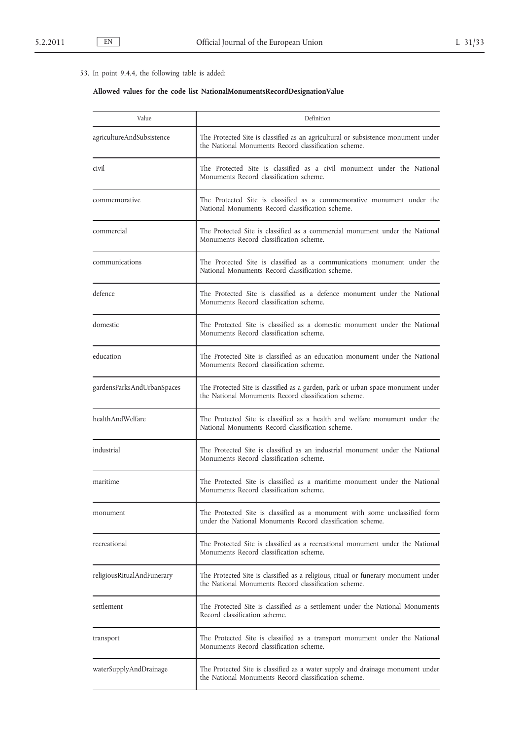53. In point 9.4.4, the following table is added:

**Allowed values for the code list NationalMonumentsRecordDesignationValue**

| Value | Definition |
|---|---|
| agricultureAndSubsistence | The Protected Site is classified as an agricultural or subsistence monument under the National Monuments Record classification scheme. |
| civil | The Protected Site is classified as a civil monument under the National Monuments Record classification scheme. |
| commemorative | The Protected Site is classified as a commemorative monument under the National Monuments Record classification scheme. |
| commercial | The Protected Site is classified as a commercial monument under the National Monuments Record classification scheme. |
| communications | The Protected Site is classified as a communications monument under the National Monuments Record classification scheme. |
| defence | The Protected Site is classified as a defence monument under the National Monuments Record classification scheme. |
| domestic | The Protected Site is classified as a domestic monument under the National Monuments Record classification scheme. |
| education | The Protected Site is classified as an education monument under the National Monuments Record classification scheme. |
| gardensParksAndUrbanSpaces | The Protected Site is classified as a garden, park or urban space monument under the National Monuments Record classification scheme. |
| healthAndWelfare | The Protected Site is classified as a health and welfare monument under the National Monuments Record classification scheme. |
| industrial | The Protected Site is classified as an industrial monument under the National Monuments Record classification scheme. |
| maritime | The Protected Site is classified as a maritime monument under the National Monuments Record classification scheme. |
| monument | The Protected Site is classified as a monument with some unclassified form under the National Monuments Record classification scheme. |
| recreational | The Protected Site is classified as a recreational monument under the National Monuments Record classification scheme. |
| religiousRitualAndFunerary | The Protected Site is classified as a religious, ritual or funerary monument under the National Monuments Record classification scheme. |
| settlement | The Protected Site is classified as a settlement under the National Monuments Record classification scheme. |
| transport | The Protected Site is classified as a transport monument under the National Monuments Record classification scheme. |
| waterSupplyAndDrainage | The Protected Site is classified as a water supply and drainage monument under the National Monuments Record classification scheme. |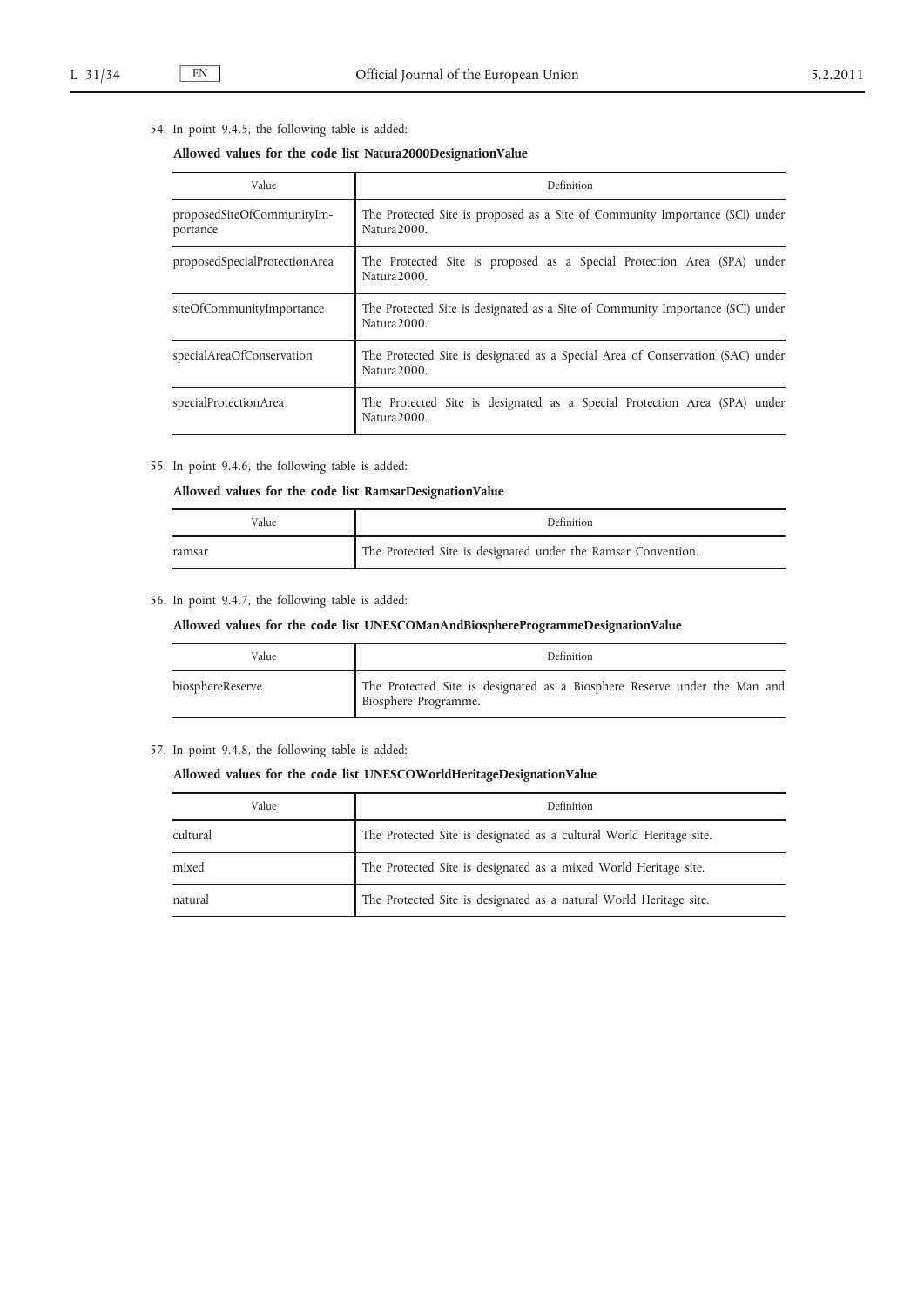54. In point 9.4.5, the following table is added:

**Allowed values for the code list Natura2000DesignationValue**

| Value | Definition |
|---|---|
| proposedSiteOfCommunityImportance | The Protected Site is proposed as a Site of Community Importance (SCI) under Natura2000. |
| proposedSpecialProtectionArea | The Protected Site is proposed as a Special Protection Area (SPA) under Natura2000. |
| siteOfCommunityImportance | The Protected Site is designated as a Site of Community Importance (SCI) under Natura2000. |
| specialAreaOfConservation | The Protected Site is designated as a Special Area of Conservation (SAC) under Natura2000. |
| specialProtectionArea | The Protected Site is designated as a Special Protection Area (SPA) under Natura2000. |

55. In point 9.4.6, the following table is added:

**Allowed values for the code list RamsarDesignationValue**

| Value | Definition |
|---|---|
| ramsar | The Protected Site is designated under the Ramsar Convention. |

56. In point 9.4.7, the following table is added:

**Allowed values for the code list UNESCOManAndBiosphereProgrammeDesignationValue**

| Value | Definition |
|---|---|
| biosphereReserve | The Protected Site is designated as a Biosphere Reserve under the Man and Biosphere Programme. |

57. In point 9.4.8, the following table is added:

**Allowed values for the code list UNESCOWorldHeritageDesignationValue**

| Value | Definition |
|---|---|
| cultural | The Protected Site is designated as a cultural World Heritage site. |
| mixed | The Protected Site is designated as a mixed World Heritage site. |
| natural | The Protected Site is designated as a natural World Heritage site. |